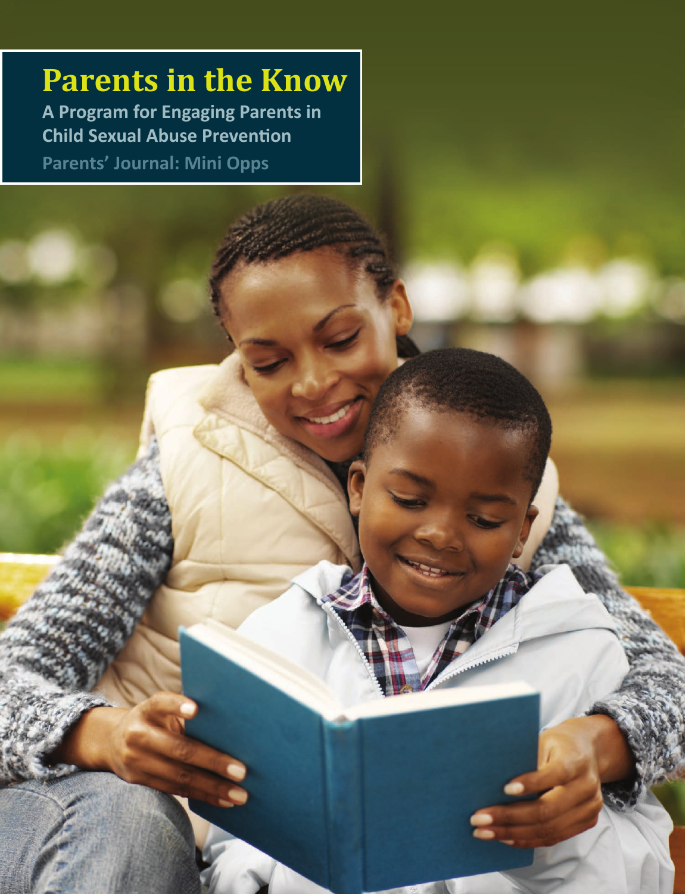# Parents in the Know

## A Program for Engaging Parents in Child Sexual Abuse Prevention

### Parents' Journal: Mini Opps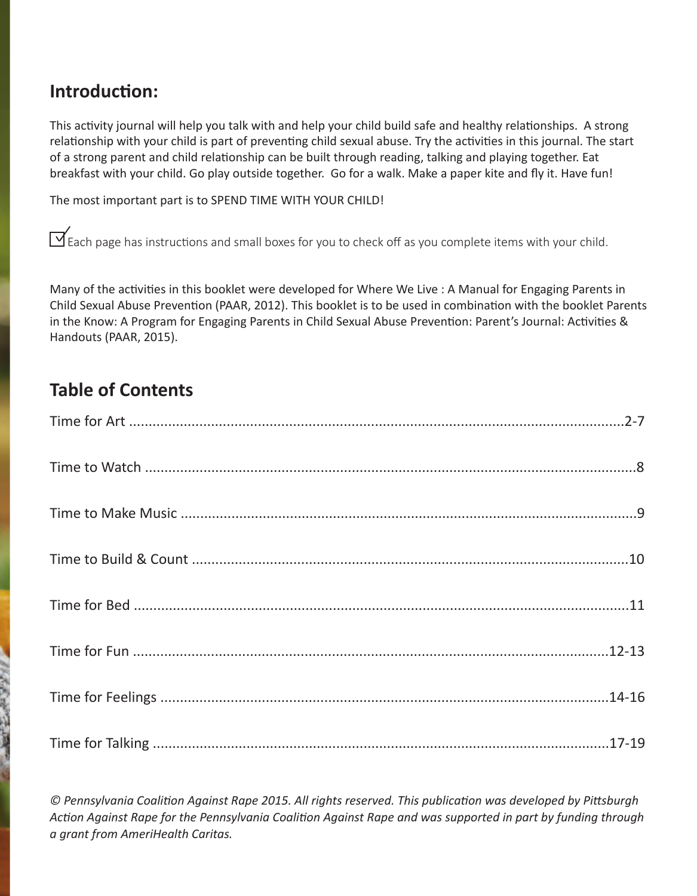## Introduction:

This activity journal will help you talk with and help your child build safe and healthy relationships. A strong relationship with your child is part of preventing child sexual abuse. Try the activities in this journal. The start of a strong parent and child relationship can be built through reading, talking and playing together. Eat breakfast with your child. Go play outside together. Go for a walk. Make a paper kite and fly it. Have fun!

The most important part is to SPEND TIME WITH YOUR CHILD!

☑ Each page has instructions and small boxes for you to check off as you complete items with your child.

Many of the activities in this booklet were developed for Where We Live : A Manual for Engaging Parents in Child Sexual Abuse Prevention (PAAR, 2012). This booklet is to be used in combination with the booklet Parents in the Know: A Program for Engaging Parents in Child Sexual Abuse Prevention: Parent's Journal: Activities & Handouts (PAAR, 2015).

## Table of Contents

| | |
|---|---|
| Time for Art | 2-7 |
| Time to Watch | 8 |
| Time to Make Music | 9 |
| Time to Build & Count | 10 |
| Time for Bed | 11 |
| Time for Fun | 12-13 |
| Time for Feelings | 14-16 |
| Time for Talking | 17-19 |

*© Pennsylvania Coalition Against Rape 2015. All rights reserved. This publication was developed by Pittsburgh Action Against Rape for the Pennsylvania Coalition Against Rape and was supported in part by funding through a grant from AmeriHealth Caritas.*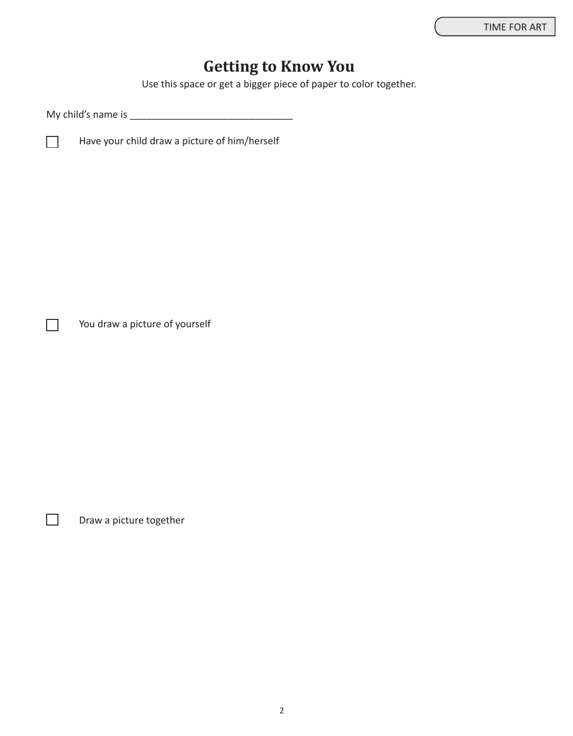# Getting to Know You

Use this space or get a bigger piece of paper to color together.

My child's name is ______________________________

- [ ] Have your child draw a picture of him/herself

- [ ] You draw a picture of yourself

- [ ] Draw a picture together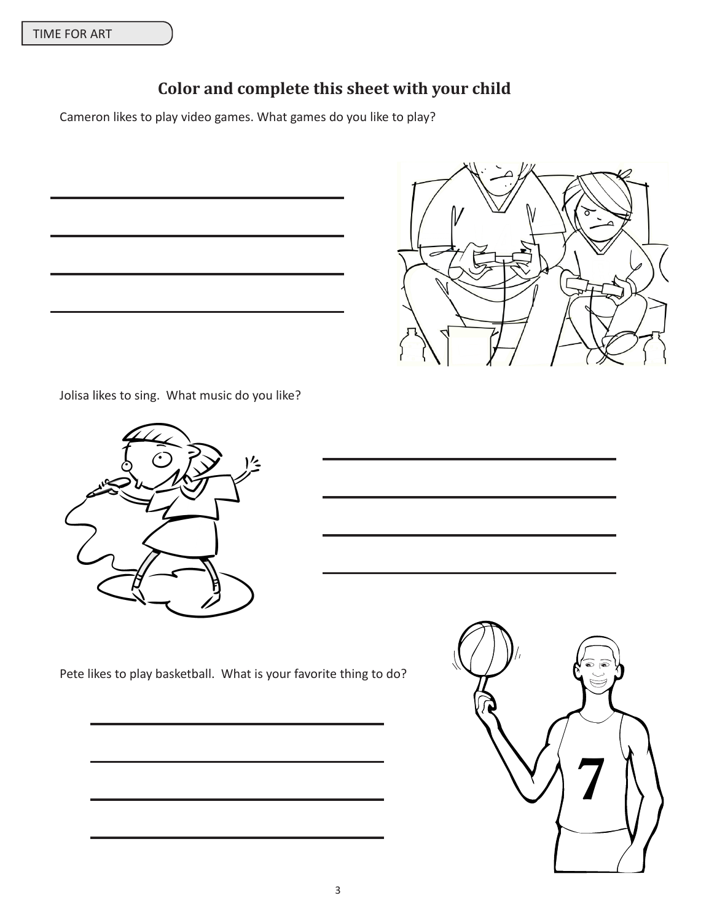TIME FOR ART

## Color and complete this sheet with your child

Cameron likes to play video games. What games do you like to play?

Jolisa likes to sing. What music do you like?

Pete likes to play basketball. What is your favorite thing to do?